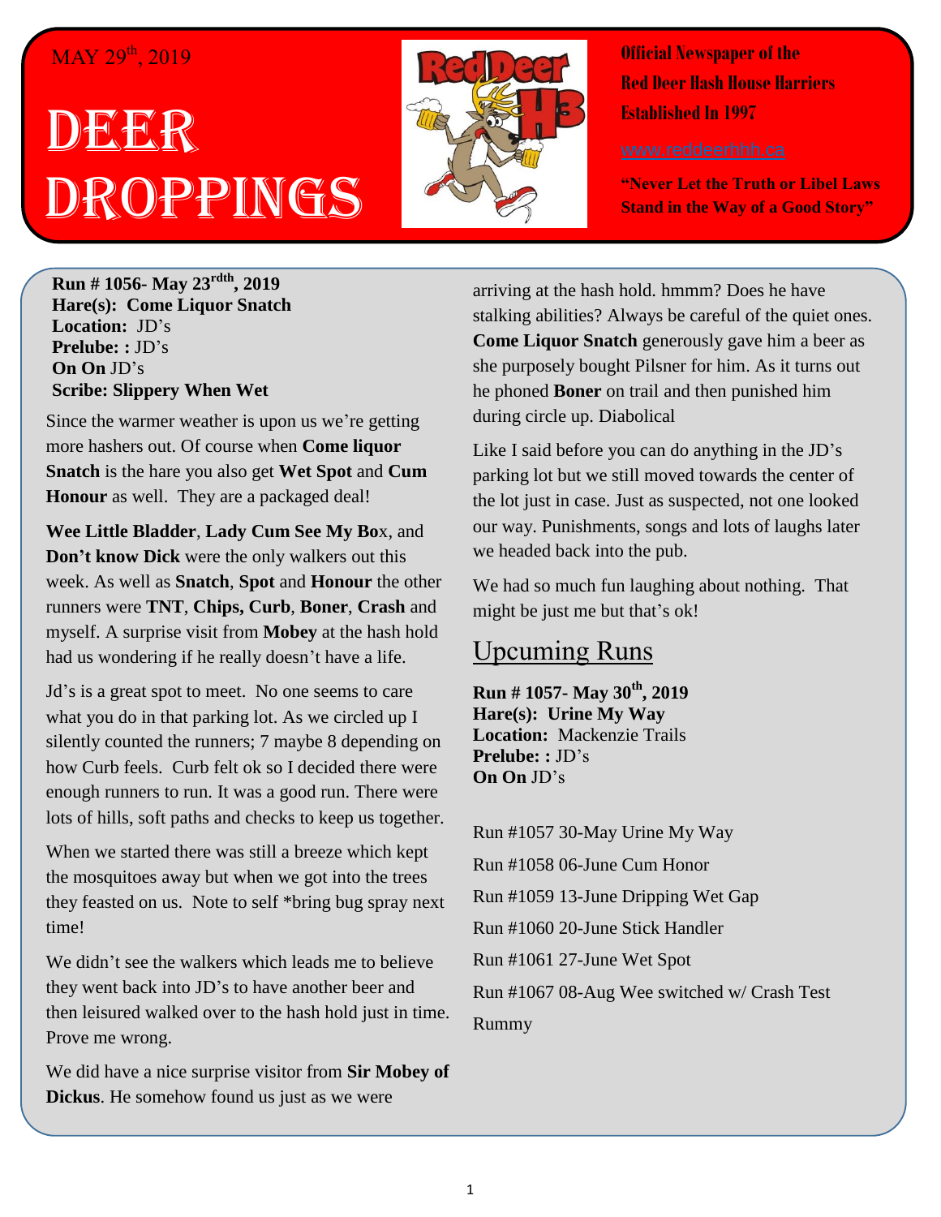MAY 29th, 2019

# DEER DROPPINGS

**Official Newspaper of the Red Deer Hash House Harriers Established In 1997**

www.reddeerhhh.ca

**"Never Let the Truth or Libel Laws Stand in the Way of a Good Story"**

**Run # 1056- May 23rdth, 2019**
**Hare(s): Come Liquor Snatch**
**Location:** JD's
**Prelube: :** JD's
**On On** JD's
**Scribe: Slippery When Wet**

Since the warmer weather is upon us we're getting more hashers out. Of course when **Come liquor Snatch** is the hare you also get **Wet Spot** and **Cum Honour** as well. They are a packaged deal!

**Wee Little Bladder**, **Lady Cum See My Bo**x, and **Don't know Dick** were the only walkers out this week. As well as **Snatch**, **Spot** and **Honour** the other runners were **TNT**, **Chips, Curb**, **Boner**, **Crash** and myself. A surprise visit from **Mobey** at the hash hold had us wondering if he really doesn't have a life.

Jd's is a great spot to meet. No one seems to care what you do in that parking lot. As we circled up I silently counted the runners; 7 maybe 8 depending on how Curb feels. Curb felt ok so I decided there were enough runners to run. It was a good run. There were lots of hills, soft paths and checks to keep us together.

When we started there was still a breeze which kept the mosquitoes away but when we got into the trees they feasted on us. Note to self *bring bug spray next time!

We didn't see the walkers which leads me to believe they went back into JD's to have another beer and then leisured walked over to the hash hold just in time. Prove me wrong.

We did have a nice surprise visitor from **Sir Mobey of Dickus**. He somehow found us just as we were arriving at the hash hold. hmmm? Does he have stalking abilities? Always be careful of the quiet ones. **Come Liquor Snatch** generously gave him a beer as she purposely bought Pilsner for him. As it turns out he phoned **Boner** on trail and then punished him during circle up. Diabolical

Like I said before you can do anything in the JD's parking lot but we still moved towards the center of the lot just in case. Just as suspected, not one looked our way. Punishments, songs and lots of laughs later we headed back into the pub.

We had so much fun laughing about nothing. That might be just me but that's ok!

## Upcuming Runs

**Run # 1057- May 30th, 2019**
**Hare(s): Urine My Way**
**Location:** Mackenzie Trails
**Prelube: :** JD's
**On On** JD's

Run #1057 30-May Urine My Way

Run #1058 06-June Cum Honor

Run #1059 13-June Dripping Wet Gap

Run #1060 20-June Stick Handler

Run #1061 27-June Wet Spot

Run #1067 08-Aug Wee switched w/ Crash Test Rummy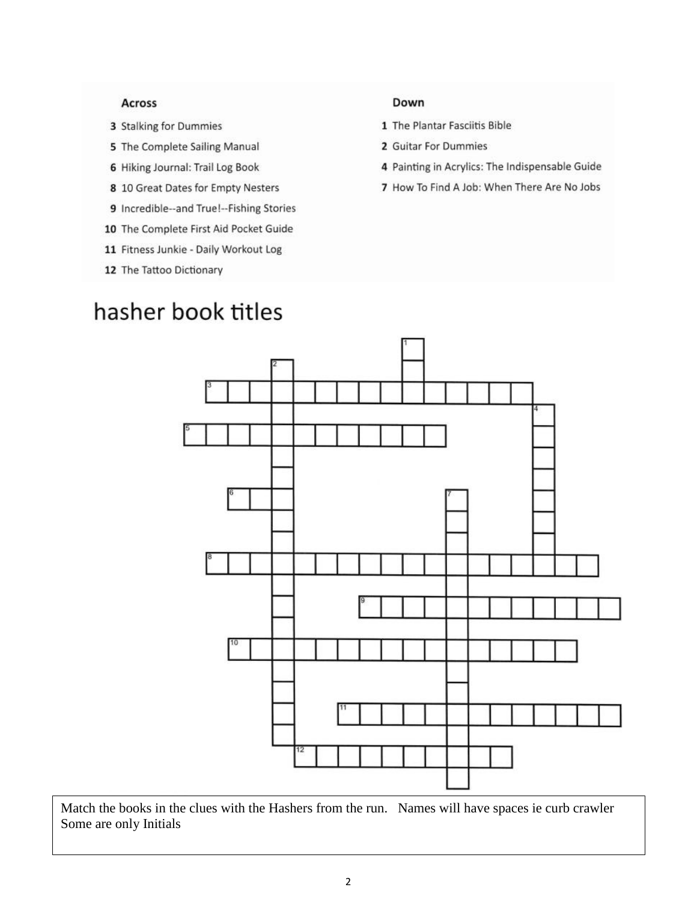**Across**

3 Stalking for Dummies
5 The Complete Sailing Manual
6 Hiking Journal: Trail Log Book
8 10 Great Dates for Empty Nesters
9 Incredible--and True!--Fishing Stories
10 The Complete First Aid Pocket Guide
11 Fitness Junkie - Daily Workout Log
12 The Tattoo Dictionary

**Down**

1 The Plantar Fasciitis Bible
2 Guitar For Dummies
4 Painting in Acrylics: The Indispensable Guide
7 How To Find A Job: When There Are No Jobs

# hasher book titles

Match the books in the clues with the Hashers from the run. Names will have spaces ie curb crawler
Some are only Initials